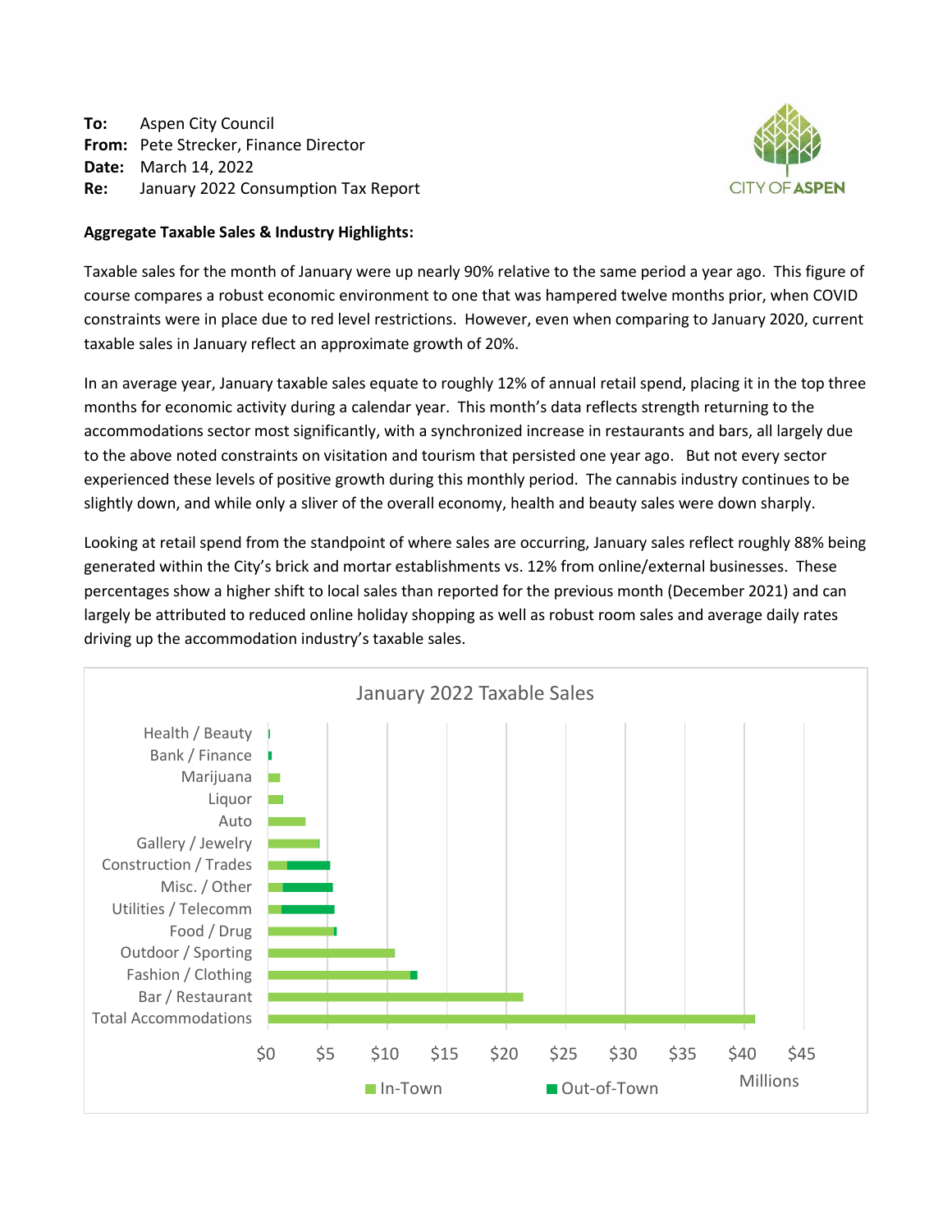**To:** Aspen City Council
**From:** Pete Strecker, Finance Director
**Date:** March 14, 2022
**Re:** January 2022 Consumption Tax Report

CITY OF ASPEN

**Aggregate Taxable Sales & Industry Highlights:**

Taxable sales for the month of January were up nearly 90% relative to the same period a year ago. This figure of course compares a robust economic environment to one that was hampered twelve months prior, when COVID constraints were in place due to red level restrictions. However, even when comparing to January 2020, current taxable sales in January reflect an approximate growth of 20%.

In an average year, January taxable sales equate to roughly 12% of annual retail spend, placing it in the top three months for economic activity during a calendar year. This month's data reflects strength returning to the accommodations sector most significantly, with a synchronized increase in restaurants and bars, all largely due to the above noted constraints on visitation and tourism that persisted one year ago. But not every sector experienced these levels of positive growth during this monthly period. The cannabis industry continues to be slightly down, and while only a sliver of the overall economy, health and beauty sales were down sharply.

Looking at retail spend from the standpoint of where sales are occurring, January sales reflect roughly 88% being generated within the City's brick and mortar establishments vs. 12% from online/external businesses. These percentages show a higher shift to local sales than reported for the previous month (December 2021) and can largely be attributed to reduced online holiday shopping as well as robust room sales and average daily rates driving up the accommodation industry's taxable sales.

January 2022 Taxable Sales

Categories (stacked bars, In-Town and Out-of-Town; x-axis $0–$45 Millions): Health / Beauty, Bank / Finance, Marijuana, Liquor, Auto, Gallery / Jewelry, Construction / Trades, Misc. / Other, Utilities / Telecomm, Food / Drug, Outdoor / Sporting, Fashion / Clothing, Bar / Restaurant, Total Accommodations

Legend: In-Town, Out-of-Town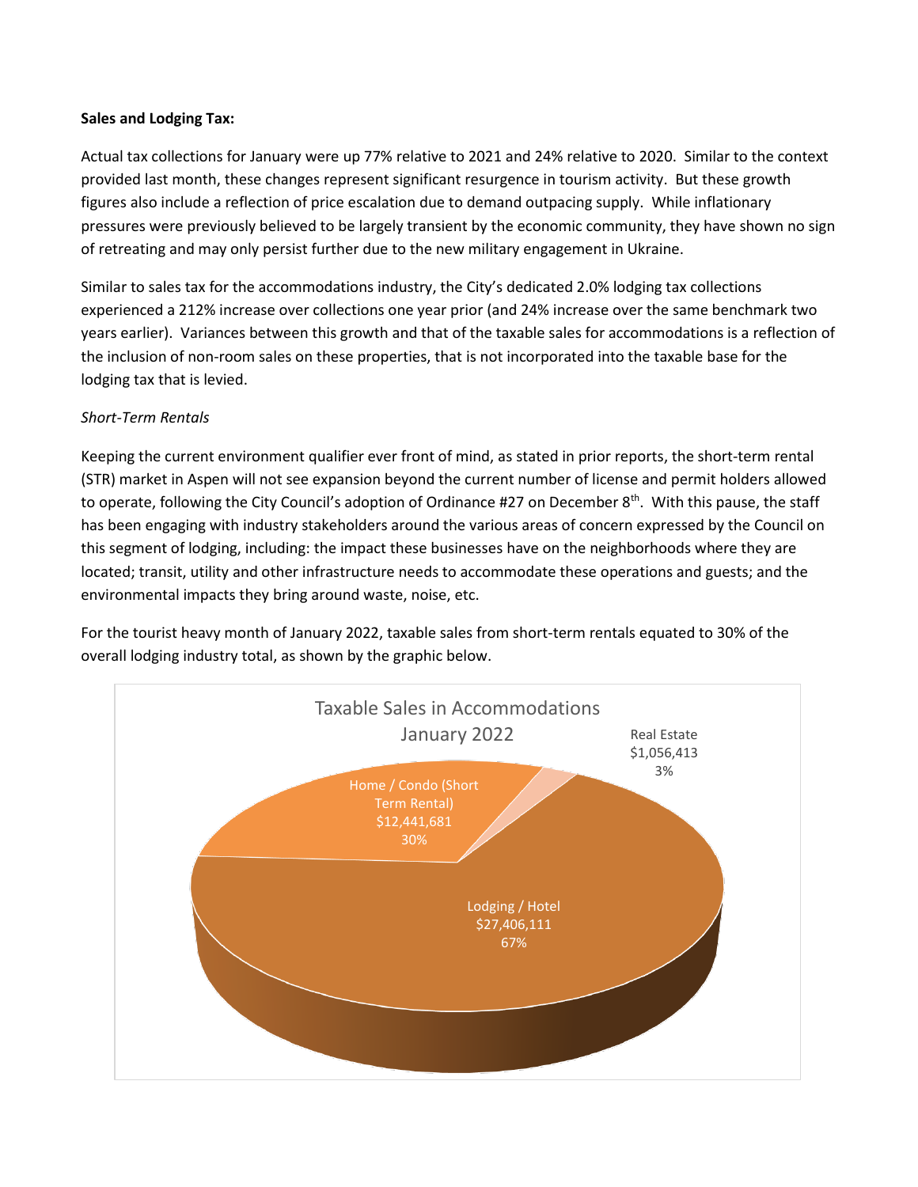**Sales and Lodging Tax:**

Actual tax collections for January were up 77% relative to 2021 and 24% relative to 2020. Similar to the context provided last month, these changes represent significant resurgence in tourism activity. But these growth figures also include a reflection of price escalation due to demand outpacing supply. While inflationary pressures were previously believed to be largely transient by the economic community, they have shown no sign of retreating and may only persist further due to the new military engagement in Ukraine.

Similar to sales tax for the accommodations industry, the City's dedicated 2.0% lodging tax collections experienced a 212% increase over collections one year prior (and 24% increase over the same benchmark two years earlier). Variances between this growth and that of the taxable sales for accommodations is a reflection of the inclusion of non-room sales on these properties, that is not incorporated into the taxable base for the lodging tax that is levied.

*Short-Term Rentals*

Keeping the current environment qualifier ever front of mind, as stated in prior reports, the short-term rental (STR) market in Aspen will not see expansion beyond the current number of license and permit holders allowed to operate, following the City Council's adoption of Ordinance #27 on December 8th. With this pause, the staff has been engaging with industry stakeholders around the various areas of concern expressed by the Council on this segment of lodging, including: the impact these businesses have on the neighborhoods where they are located; transit, utility and other infrastructure needs to accommodate these operations and guests; and the environmental impacts they bring around waste, noise, etc.

For the tourist heavy month of January 2022, taxable sales from short-term rentals equated to 30% of the overall lodging industry total, as shown by the graphic below.

**Taxable Sales in Accommodations January 2022**

| Category | Taxable Sales | Share |
|---|---|---|
| Lodging / Hotel | $27,406,111 | 67% |
| Home / Condo (Short Term Rental) | $12,441,681 | 30% |
| Real Estate | $1,056,413 | 3% |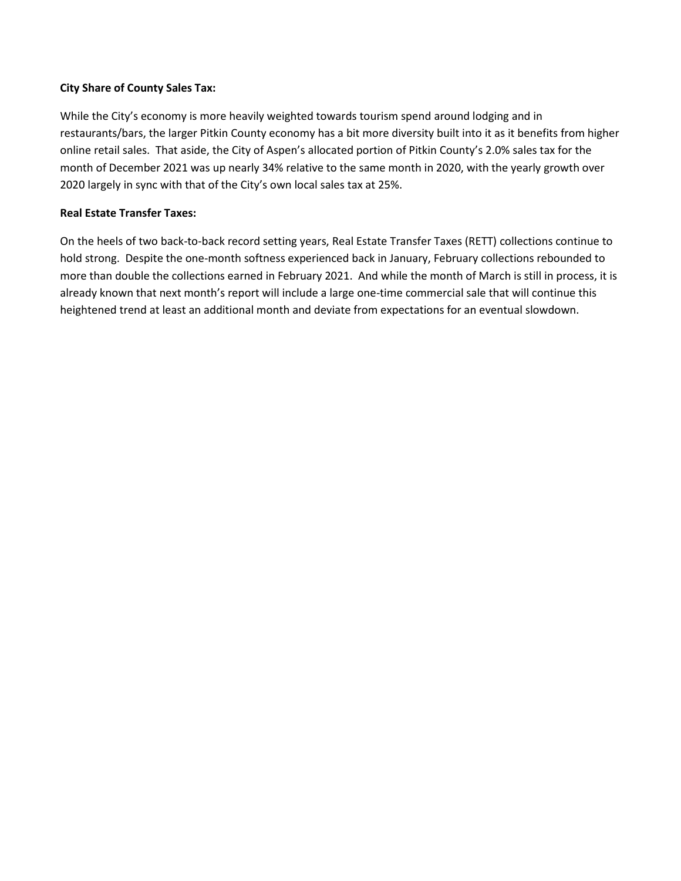**City Share of County Sales Tax:**

While the City's economy is more heavily weighted towards tourism spend around lodging and in restaurants/bars, the larger Pitkin County economy has a bit more diversity built into it as it benefits from higher online retail sales. That aside, the City of Aspen's allocated portion of Pitkin County's 2.0% sales tax for the month of December 2021 was up nearly 34% relative to the same month in 2020, with the yearly growth over 2020 largely in sync with that of the City's own local sales tax at 25%.

**Real Estate Transfer Taxes:**

On the heels of two back-to-back record setting years, Real Estate Transfer Taxes (RETT) collections continue to hold strong. Despite the one-month softness experienced back in January, February collections rebounded to more than double the collections earned in February 2021. And while the month of March is still in process, it is already known that next month's report will include a large one-time commercial sale that will continue this heightened trend at least an additional month and deviate from expectations for an eventual slowdown.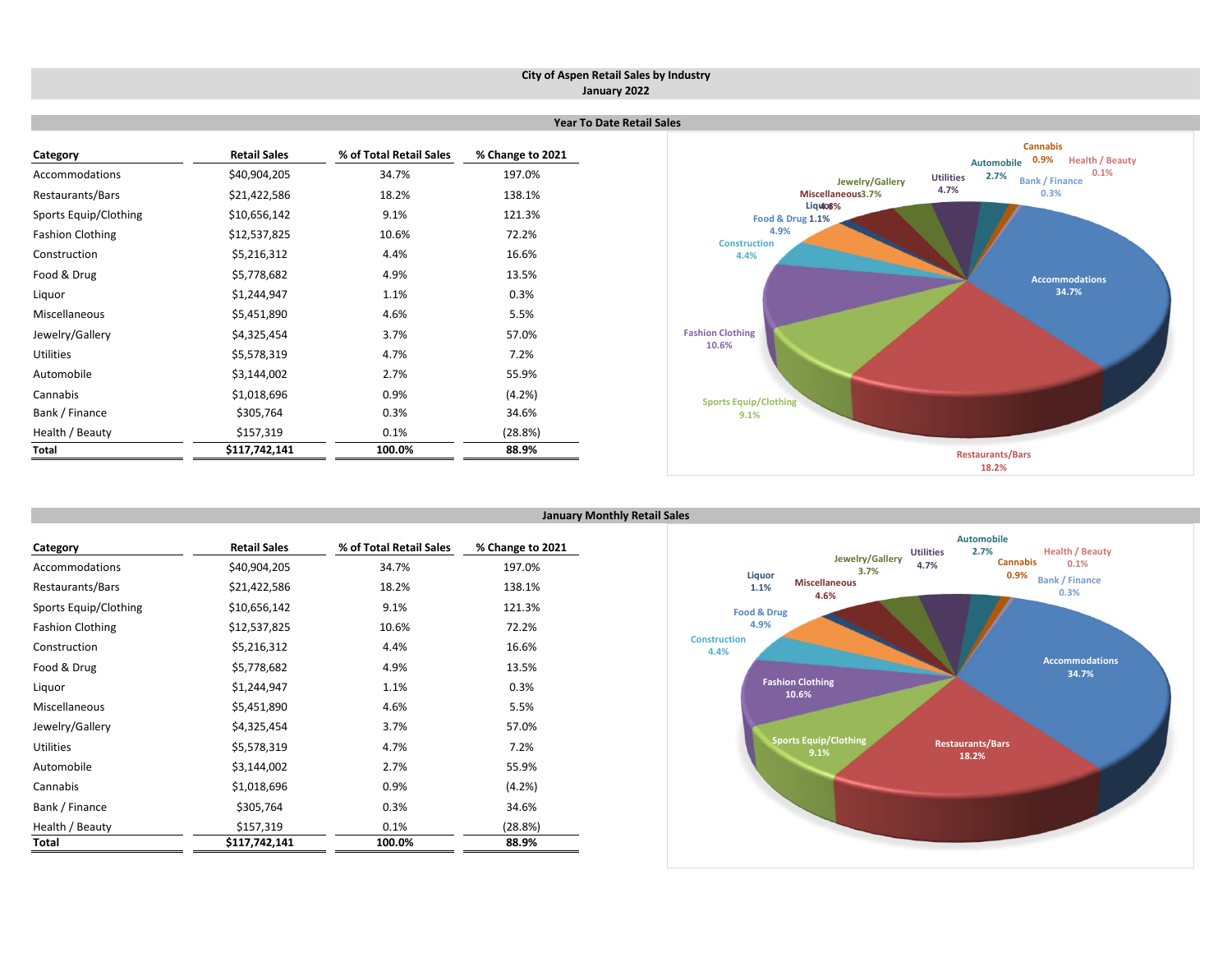# City of Aspen Retail Sales by Industry
## January 2022

### Year To Date Retail Sales

| Category | Retail Sales | % of Total Retail Sales | % Change to 2021 |
|---|---|---|---|
| Accommodations | $40,904,205 | 34.7% | 197.0% |
| Restaurants/Bars | $21,422,586 | 18.2% | 138.1% |
| Sports Equip/Clothing | $10,656,142 | 9.1% | 121.3% |
| Fashion Clothing | $12,537,825 | 10.6% | 72.2% |
| Construction | $5,216,312 | 4.4% | 16.6% |
| Food & Drug | $5,778,682 | 4.9% | 13.5% |
| Liquor | $1,244,947 | 1.1% | 0.3% |
| Miscellaneous | $5,451,890 | 4.6% | 5.5% |
| Jewelry/Gallery | $4,325,454 | 3.7% | 57.0% |
| Utilities | $5,578,319 | 4.7% | 7.2% |
| Automobile | $3,144,002 | 2.7% | 55.9% |
| Cannabis | $1,018,696 | 0.9% | (4.2%) |
| Bank / Finance | $305,764 | 0.3% | 34.6% |
| Health / Beauty | $157,319 | 0.1% | (28.8%) |
| **Total** | **$117,742,141** | **100.0%** | **88.9%** |

### January Monthly Retail Sales

| Category | Retail Sales | % of Total Retail Sales | % Change to 2021 |
|---|---|---|---|
| Accommodations | $40,904,205 | 34.7% | 197.0% |
| Restaurants/Bars | $21,422,586 | 18.2% | 138.1% |
| Sports Equip/Clothing | $10,656,142 | 9.1% | 121.3% |
| Fashion Clothing | $12,537,825 | 10.6% | 72.2% |
| Construction | $5,216,312 | 4.4% | 16.6% |
| Food & Drug | $5,778,682 | 4.9% | 13.5% |
| Liquor | $1,244,947 | 1.1% | 0.3% |
| Miscellaneous | $5,451,890 | 4.6% | 5.5% |
| Jewelry/Gallery | $4,325,454 | 3.7% | 57.0% |
| Utilities | $5,578,319 | 4.7% | 7.2% |
| Automobile | $3,144,002 | 2.7% | 55.9% |
| Cannabis | $1,018,696 | 0.9% | (4.2%) |
| Bank / Finance | $305,764 | 0.3% | 34.6% |
| Health / Beauty | $157,319 | 0.1% | (28.8%) |
| **Total** | **$117,742,141** | **100.0%** | **88.9%** |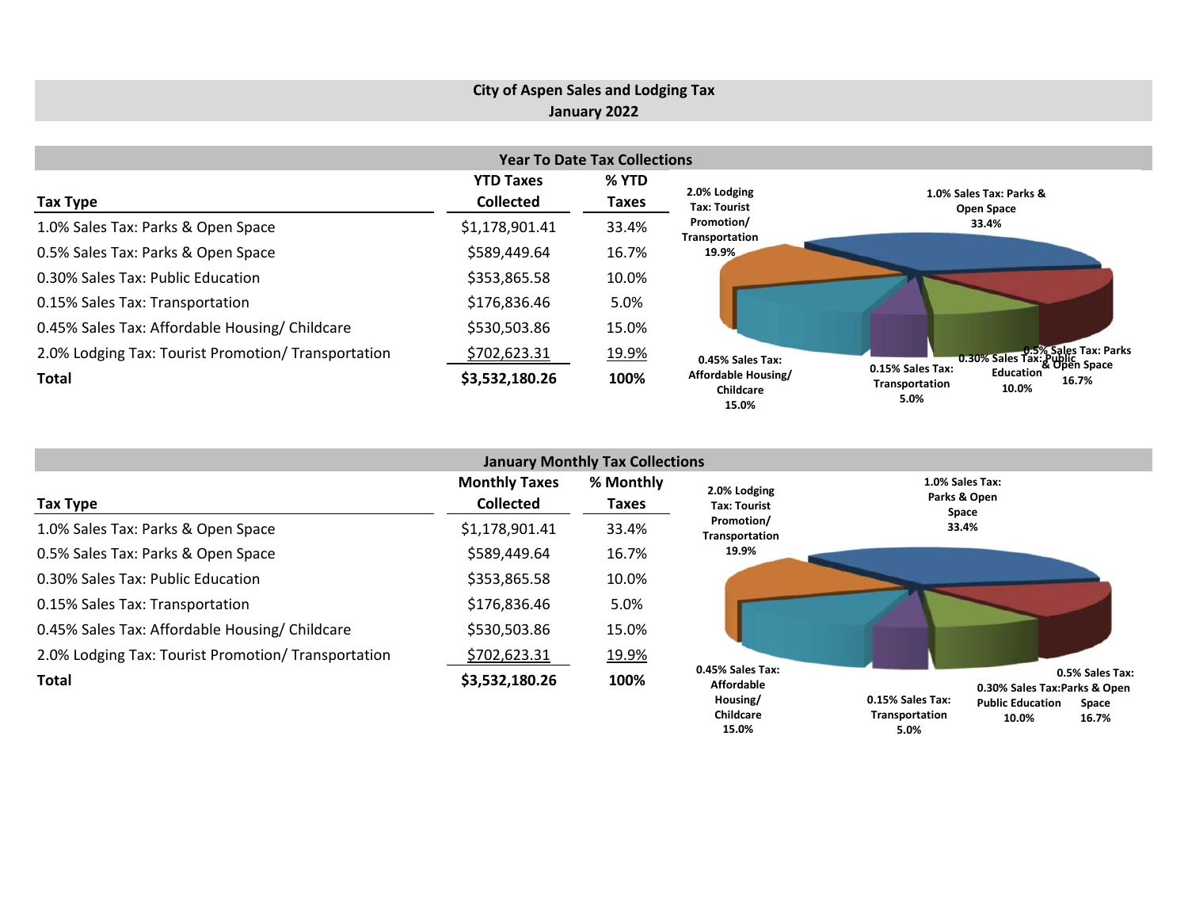# City of Aspen Sales and Lodging Tax
## January 2022

### Year To Date Tax Collections

| Tax Type | YTD Taxes Collected | % YTD Taxes |
|---|---|---|
| 1.0% Sales Tax: Parks & Open Space | $1,178,901.41 | 33.4% |
| 0.5% Sales Tax: Parks & Open Space | $589,449.64 | 16.7% |
| 0.30% Sales Tax: Public Education | $353,865.58 | 10.0% |
| 0.15% Sales Tax: Transportation | $176,836.46 | 5.0% |
| 0.45% Sales Tax: Affordable Housing/ Childcare | $530,503.86 | 15.0% |
| 2.0% Lodging Tax: Tourist Promotion/ Transportation | $702,623.31 | 19.9% |
| **Total** | **$3,532,180.26** | **100%** |

2.0% Lodging Tax: Tourist Promotion/ Transportation 19.9%
1.0% Sales Tax: Parks & Open Space 33.4%
0.5% Sales Tax: Parks & Open Space 16.7%
0.30% Sales Tax: Public Education 10.0%
0.15% Sales Tax: Transportation 5.0%
0.45% Sales Tax: Affordable Housing/ Childcare 15.0%

### January Monthly Tax Collections

| Tax Type | Monthly Taxes Collected | % Monthly Taxes |
|---|---|---|
| 1.0% Sales Tax: Parks & Open Space | $1,178,901.41 | 33.4% |
| 0.5% Sales Tax: Parks & Open Space | $589,449.64 | 16.7% |
| 0.30% Sales Tax: Public Education | $353,865.58 | 10.0% |
| 0.15% Sales Tax: Transportation | $176,836.46 | 5.0% |
| 0.45% Sales Tax: Affordable Housing/ Childcare | $530,503.86 | 15.0% |
| 2.0% Lodging Tax: Tourist Promotion/ Transportation | $702,623.31 | 19.9% |
| **Total** | **$3,532,180.26** | **100%** |

2.0% Lodging Tax: Tourist Promotion/ Transportation 19.9%
1.0% Sales Tax: Parks & Open Space 33.4%
0.5% Sales Tax: Parks & Open Space 16.7%
0.30% Sales Tax: Public Education 10.0%
0.15% Sales Tax: Transportation 5.0%
0.45% Sales Tax: Affordable Housing/ Childcare 15.0%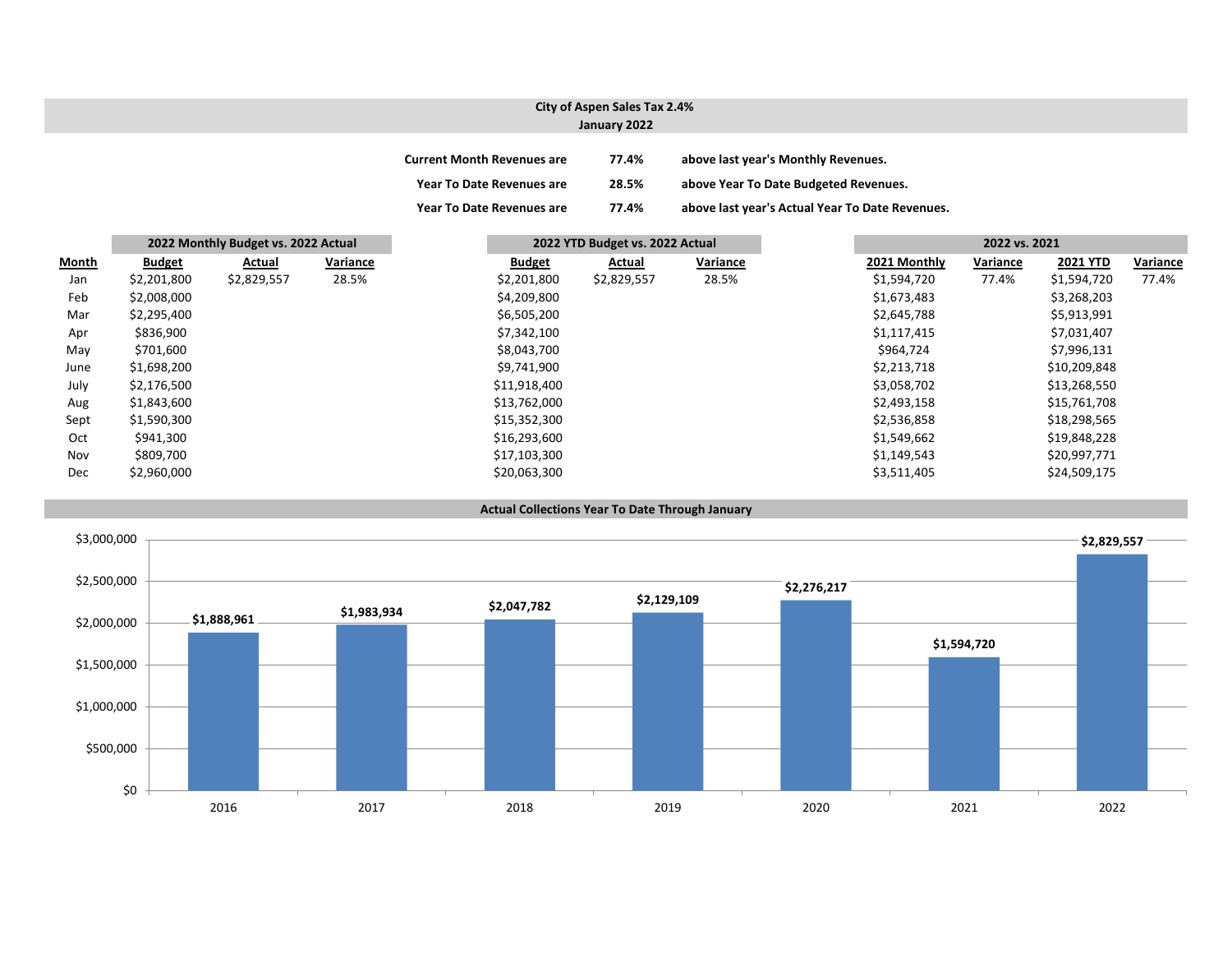## City of Aspen Sales Tax 2.4%
### January 2022

| | | |
|---|---|---|
| Current Month Revenues are | 77.4% | above last year's Monthly Revenues. |
| Year To Date Revenues are | 28.5% | above Year To Date Budgeted Revenues. |
| Year To Date Revenues are | 77.4% | above last year's Actual Year To Date Revenues. |

| | 2022 Monthly Budget vs. 2022 Actual | | | 2022 YTD Budget vs. 2022 Actual | | | 2022 vs. 2021 | | | |
|---|---|---|---|---|---|---|---|---|---|---|
| Month | Budget | Actual | Variance | Budget | Actual | Variance | 2021 Monthly | Variance | 2021 YTD | Variance |
| Jan | $2,201,800 | $2,829,557 | 28.5% | $2,201,800 | $2,829,557 | 28.5% | $1,594,720 | 77.4% | $1,594,720 | 77.4% |
| Feb | $2,008,000 | | | $4,209,800 | | | $1,673,483 | | $3,268,203 | |
| Mar | $2,295,400 | | | $6,505,200 | | | $2,645,788 | | $5,913,991 | |
| Apr | $836,900 | | | $7,342,100 | | | $1,117,415 | | $7,031,407 | |
| May | $701,600 | | | $8,043,700 | | | $964,724 | | $7,996,131 | |
| June | $1,698,200 | | | $9,741,900 | | | $2,213,718 | | $10,209,848 | |
| July | $2,176,500 | | | $11,918,400 | | | $3,058,702 | | $13,268,550 | |
| Aug | $1,843,600 | | | $13,762,000 | | | $2,493,158 | | $15,761,708 | |
| Sept | $1,590,300 | | | $15,352,300 | | | $2,536,858 | | $18,298,565 | |
| Oct | $941,300 | | | $16,293,600 | | | $1,549,662 | | $19,848,228 | |
| Nov | $809,700 | | | $17,103,300 | | | $1,149,543 | | $20,997,771 | |
| Dec | $2,960,000 | | | $20,063,300 | | | $3,511,405 | | $24,509,175 | |

### Actual Collections Year To Date Through January

| Year | Amount |
|---|---|
| 2016 | $1,888,961 |
| 2017 | $1,983,934 |
| 2018 | $2,047,782 |
| 2019 | $2,129,109 |
| 2020 | $2,276,217 |
| 2021 | $1,594,720 |
| 2022 | $2,829,557 |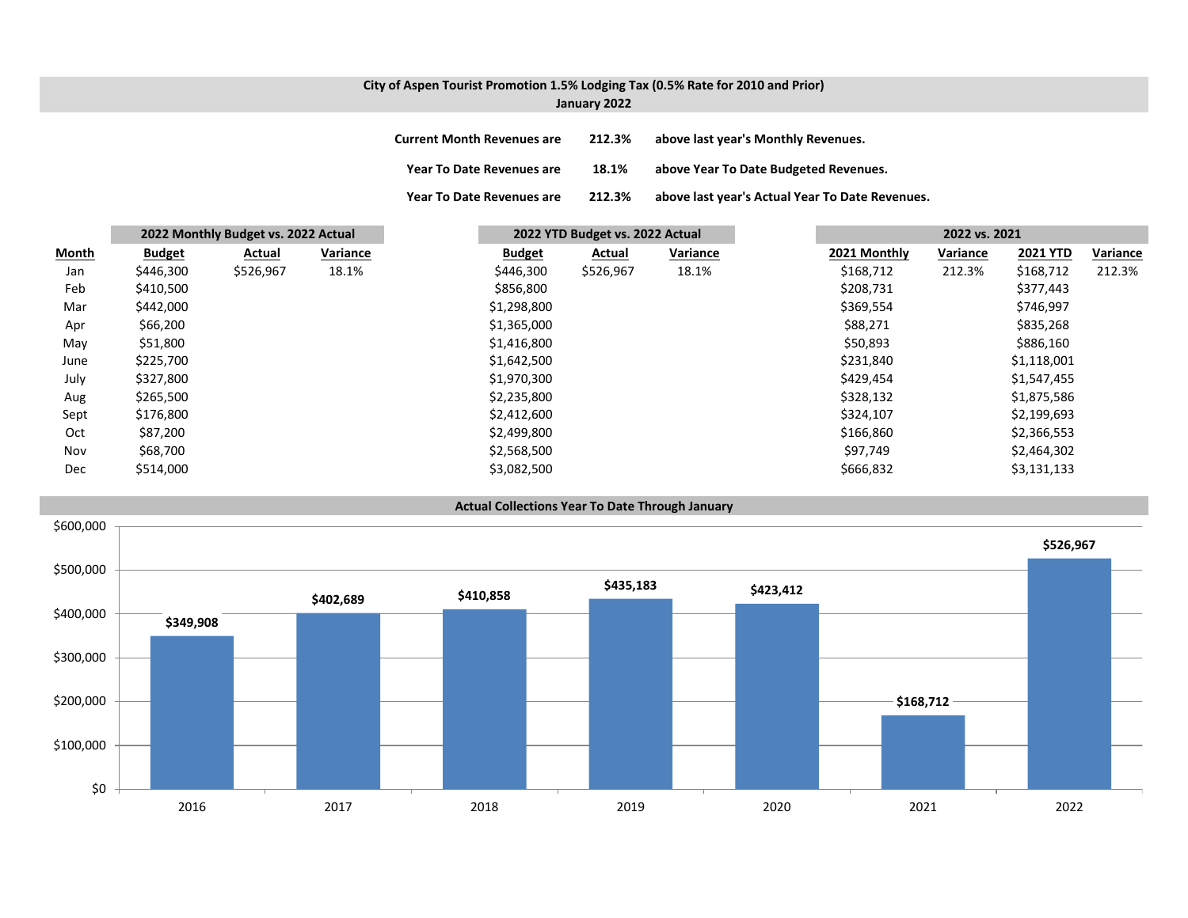# City of Aspen Tourist Promotion 1.5% Lodging Tax (0.5% Rate for 2010 and Prior)

## January 2022

**Current Month Revenues are 212.3% above last year's Monthly Revenues.**

**Year To Date Revenues are 18.1% above Year To Date Budgeted Revenues.**

**Year To Date Revenues are 212.3% above last year's Actual Year To Date Revenues.**

| | 2022 Monthly Budget vs. 2022 Actual | | | 2022 YTD Budget vs. 2022 Actual | | | 2022 vs. 2021 | | | |
|---|---|---|---|---|---|---|---|---|---|---|
| **Month** | **Budget** | **Actual** | **Variance** | **Budget** | **Actual** | **Variance** | **2021 Monthly** | **Variance** | **2021 YTD** | **Variance** |
| Jan | $446,300 | $526,967 | 18.1% | $446,300 | $526,967 | 18.1% | $168,712 | 212.3% | $168,712 | 212.3% |
| Feb | $410,500 | | | $856,800 | | | $208,731 | | $377,443 | |
| Mar | $442,000 | | | $1,298,800 | | | $369,554 | | $746,997 | |
| Apr | $66,200 | | | $1,365,000 | | | $88,271 | | $835,268 | |
| May | $51,800 | | | $1,416,800 | | | $50,893 | | $886,160 | |
| June | $225,700 | | | $1,642,500 | | | $231,840 | | $1,118,001 | |
| July | $327,800 | | | $1,970,300 | | | $429,454 | | $1,547,455 | |
| Aug | $265,500 | | | $2,235,800 | | | $328,132 | | $1,875,586 | |
| Sept | $176,800 | | | $2,412,600 | | | $324,107 | | $2,199,693 | |
| Oct | $87,200 | | | $2,499,800 | | | $166,860 | | $2,366,553 | |
| Nov | $68,700 | | | $2,568,500 | | | $97,749 | | $2,464,302 | |
| Dec | $514,000 | | | $3,082,500 | | | $666,832 | | $3,131,133 | |

## Actual Collections Year To Date Through January

| Year | Collections |
|---|---|
| 2016 | $349,908 |
| 2017 | $402,689 |
| 2018 | $410,858 |
| 2019 | $435,183 |
| 2020 | $423,412 |
| 2021 | $168,712 |
| 2022 | $526,967 |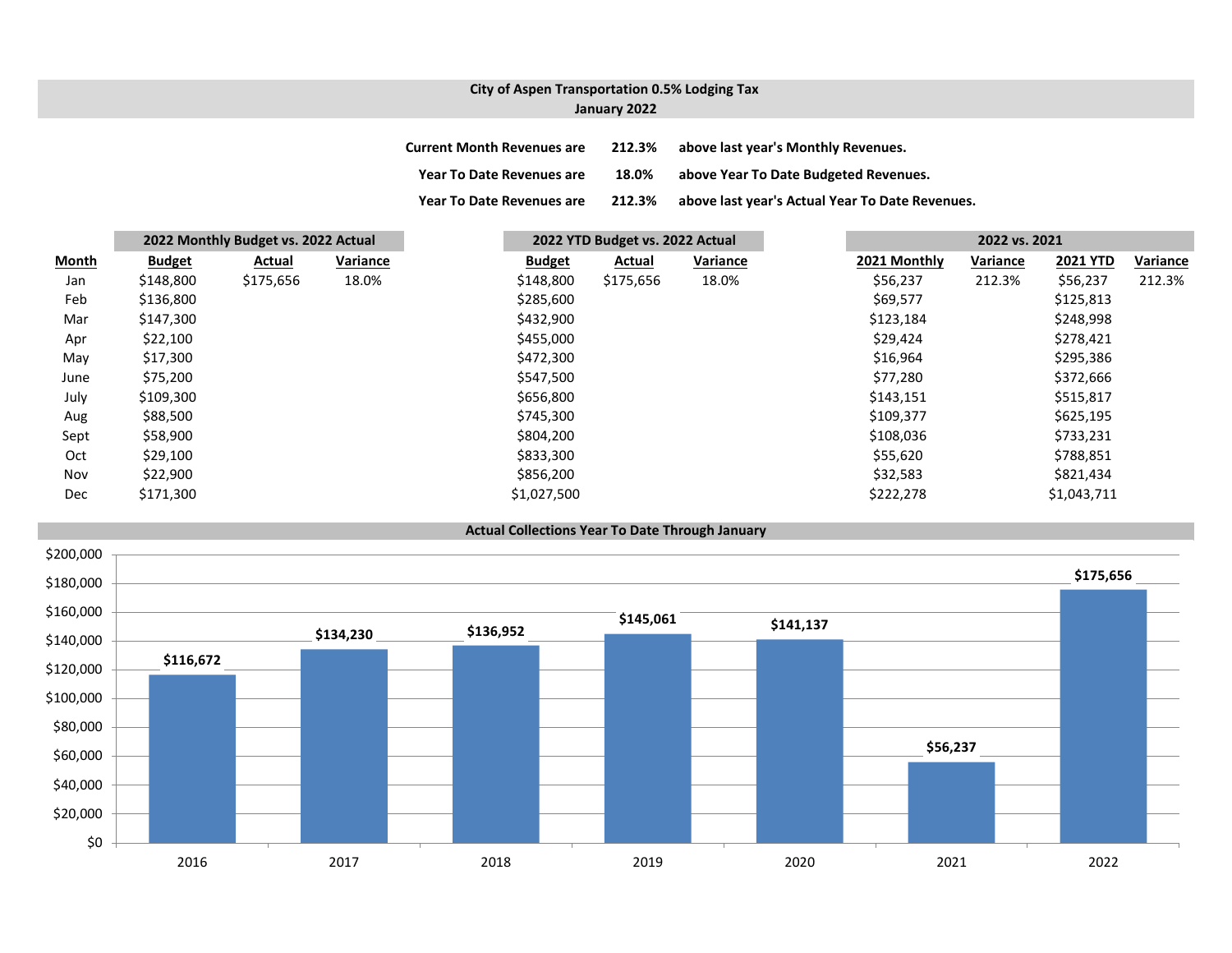# City of Aspen Transportation 0.5% Lodging Tax
## January 2022

**Current Month Revenues are** **212.3%** **above last year's Monthly Revenues.**

**Year To Date Revenues are** **18.0%** **above Year To Date Budgeted Revenues.**

**Year To Date Revenues are** **212.3%** **above last year's Actual Year To Date Revenues.**

| | 2022 Monthly Budget vs. 2022 Actual | | | 2022 YTD Budget vs. 2022 Actual | | | 2022 vs. 2021 | | | |
|---|---|---|---|---|---|---|---|---|---|---|
| **Month** | **Budget** | **Actual** | **Variance** | **Budget** | **Actual** | **Variance** | **2021 Monthly** | **Variance** | **2021 YTD** | **Variance** |
| Jan | $148,800 | $175,656 | 18.0% | $148,800 | $175,656 | 18.0% | $56,237 | 212.3% | $56,237 | 212.3% |
| Feb | $136,800 | | | $285,600 | | | $69,577 | | $125,813 | |
| Mar | $147,300 | | | $432,900 | | | $123,184 | | $248,998 | |
| Apr | $22,100 | | | $455,000 | | | $29,424 | | $278,421 | |
| May | $17,300 | | | $472,300 | | | $16,964 | | $295,386 | |
| June | $75,200 | | | $547,500 | | | $77,280 | | $372,666 | |
| July | $109,300 | | | $656,800 | | | $143,151 | | $515,817 | |
| Aug | $88,500 | | | $745,300 | | | $109,377 | | $625,195 | |
| Sept | $58,900 | | | $804,200 | | | $108,036 | | $733,231 | |
| Oct | $29,100 | | | $833,300 | | | $55,620 | | $788,851 | |
| Nov | $22,900 | | | $856,200 | | | $32,583 | | $821,434 | |
| Dec | $171,300 | | | $1,027,500 | | | $222,278 | | $1,043,711 | |

**Actual Collections Year To Date Through January**

| Year | Collections |
|---|---|
| 2016 | $116,672 |
| 2017 | $134,230 |
| 2018 | $136,952 |
| 2019 | $145,061 |
| 2020 | $141,137 |
| 2021 | $56,237 |
| 2022 | $175,656 |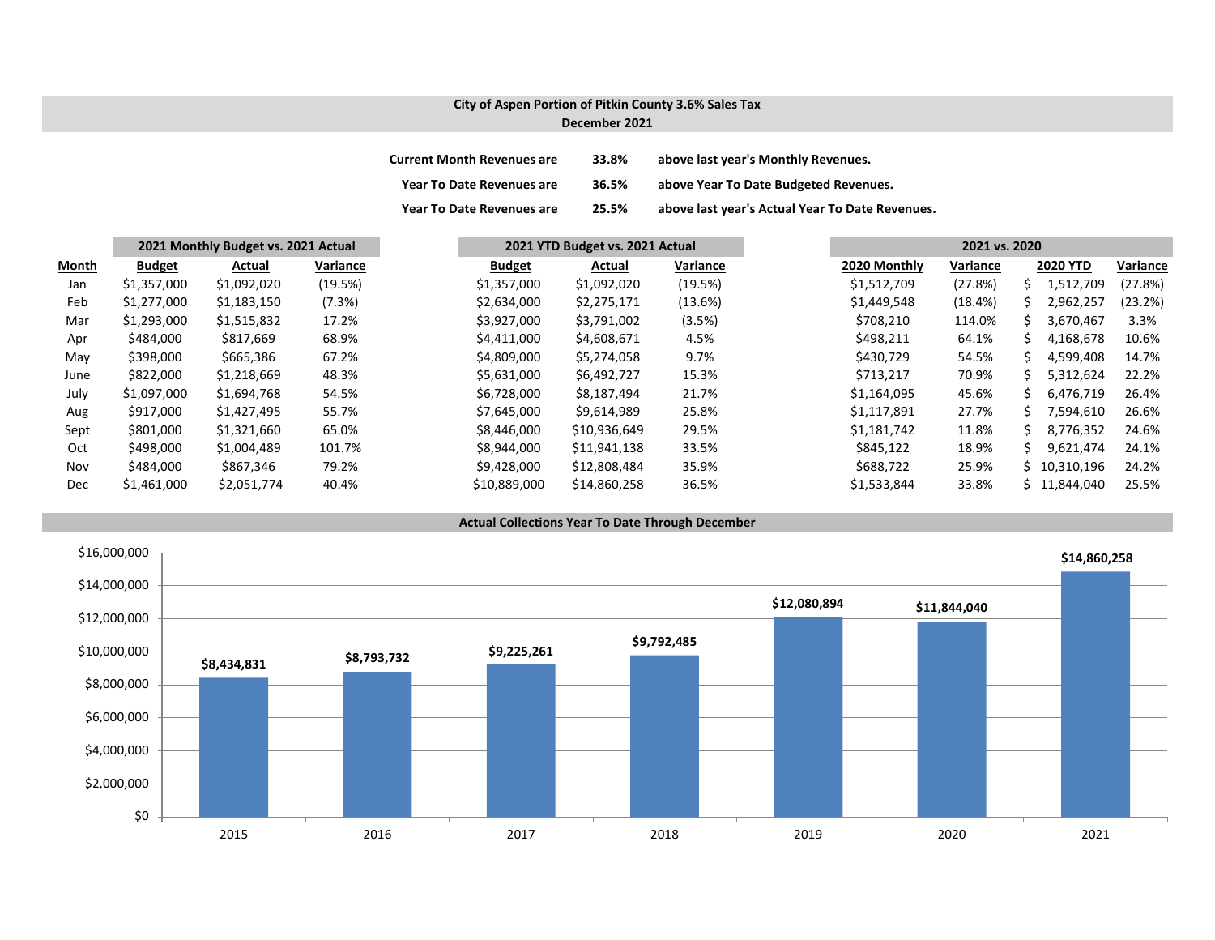## City of Aspen Portion of Pitkin County 3.6% Sales Tax
### December 2021

| | | |
|---|---|---|
| **Current Month Revenues are** | **33.8%** | **above last year's Monthly Revenues.** |
| **Year To Date Revenues are** | **36.5%** | **above Year To Date Budgeted Revenues.** |
| **Year To Date Revenues are** | **25.5%** | **above last year's Actual Year To Date Revenues.** |

| | 2021 Monthly Budget vs. 2021 Actual | | | 2021 YTD Budget vs. 2021 Actual | | | 2021 vs. 2020 | | | |
|---|---|---|---|---|---|---|---|---|---|---|
| **Month** | **Budget** | **Actual** | **Variance** | **Budget** | **Actual** | **Variance** | **2020 Monthly** | **Variance** | **2020 YTD** | **Variance** |
| Jan | $1,357,000 | $1,092,020 | (19.5%) | $1,357,000 | $1,092,020 | (19.5%) | $1,512,709 | (27.8%) | $ 1,512,709 | (27.8%) |
| Feb | $1,277,000 | $1,183,150 | (7.3%) | $2,634,000 | $2,275,171 | (13.6%) | $1,449,548 | (18.4%) | $ 2,962,257 | (23.2%) |
| Mar | $1,293,000 | $1,515,832 | 17.2% | $3,927,000 | $3,791,002 | (3.5%) | $708,210 | 114.0% | $ 3,670,467 | 3.3% |
| Apr | $484,000 | $817,669 | 68.9% | $4,411,000 | $4,608,671 | 4.5% | $498,211 | 64.1% | $ 4,168,678 | 10.6% |
| May | $398,000 | $665,386 | 67.2% | $4,809,000 | $5,274,058 | 9.7% | $430,729 | 54.5% | $ 4,599,408 | 14.7% |
| June | $822,000 | $1,218,669 | 48.3% | $5,631,000 | $6,492,727 | 15.3% | $713,217 | 70.9% | $ 5,312,624 | 22.2% |
| July | $1,097,000 | $1,694,768 | 54.5% | $6,728,000 | $8,187,494 | 21.7% | $1,164,095 | 45.6% | $ 6,476,719 | 26.4% |
| Aug | $917,000 | $1,427,495 | 55.7% | $7,645,000 | $9,614,989 | 25.8% | $1,117,891 | 27.7% | $ 7,594,610 | 26.6% |
| Sept | $801,000 | $1,321,660 | 65.0% | $8,446,000 | $10,936,649 | 29.5% | $1,181,742 | 11.8% | $ 8,776,352 | 24.6% |
| Oct | $498,000 | $1,004,489 | 101.7% | $8,944,000 | $11,941,138 | 33.5% | $845,122 | 18.9% | $ 9,621,474 | 24.1% |
| Nov | $484,000 | $867,346 | 79.2% | $9,428,000 | $12,808,484 | 35.9% | $688,722 | 25.9% | $ 10,310,196 | 24.2% |
| Dec | $1,461,000 | $2,051,774 | 40.4% | $10,889,000 | $14,860,258 | 36.5% | $1,533,844 | 33.8% | $ 11,844,040 | 25.5% |

### Actual Collections Year To Date Through December

| Year | Collections |
|---|---|
| 2015 | $8,434,831 |
| 2016 | $8,793,732 |
| 2017 | $9,225,261 |
| 2018 | $9,792,485 |
| 2019 | $12,080,894 |
| 2020 | $11,844,040 |
| 2021 | $14,860,258 |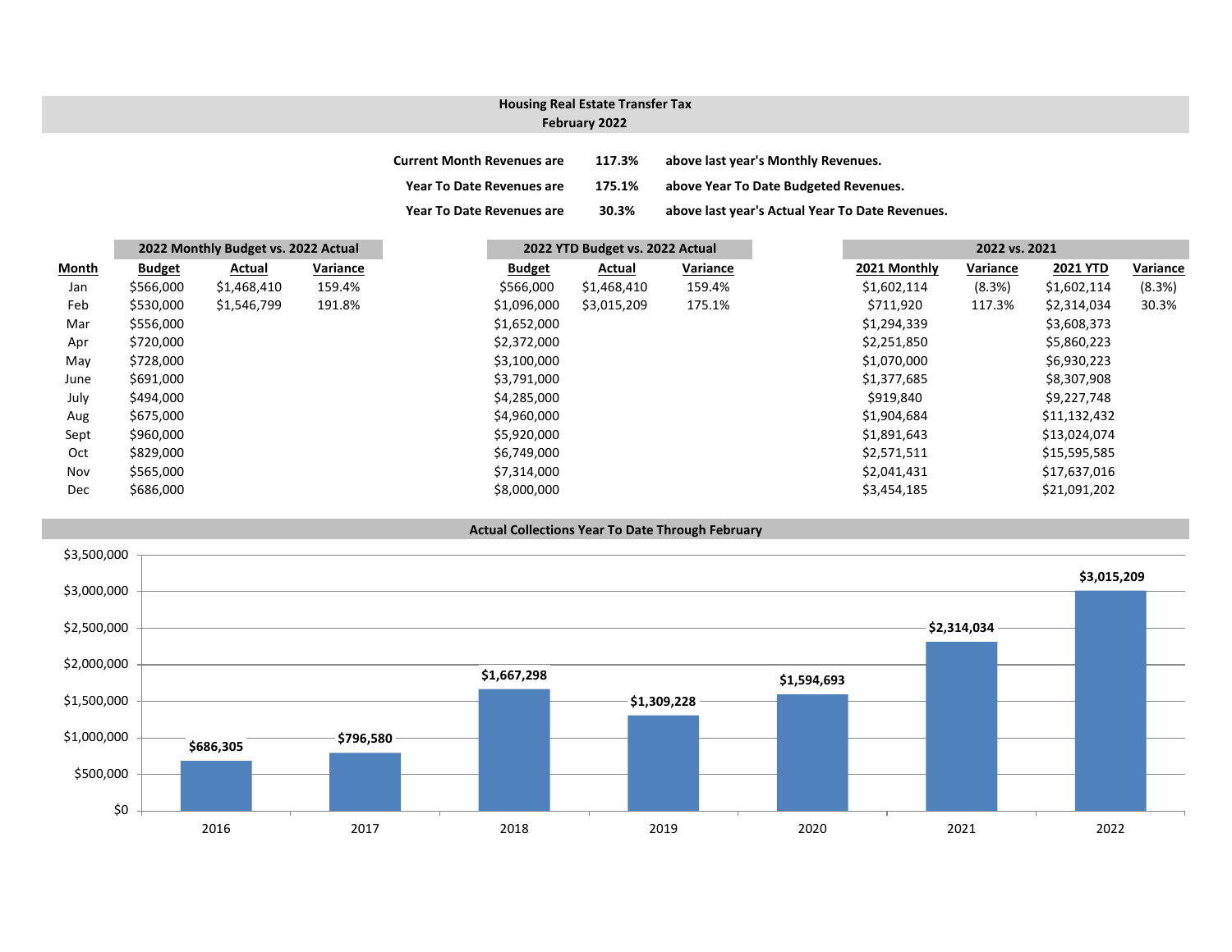## Housing Real Estate Transfer Tax
## February 2022

| | | |
|---|---|---|
| **Current Month Revenues are** | **117.3%** | **above last year's Monthly Revenues.** |
| **Year To Date Revenues are** | **175.1%** | **above Year To Date Budgeted Revenues.** |
| **Year To Date Revenues are** | **30.3%** | **above last year's Actual Year To Date Revenues.** |

| | 2022 Monthly Budget vs. 2022 Actual | | | 2022 YTD Budget vs. 2022 Actual | | | 2022 vs. 2021 | | | |
|---|---|---|---|---|---|---|---|---|---|---|
| **Month** | **Budget** | **Actual** | **Variance** | **Budget** | **Actual** | **Variance** | **2021 Monthly** | **Variance** | **2021 YTD** | **Variance** |
| Jan | $566,000 | $1,468,410 | 159.4% | $566,000 | $1,468,410 | 159.4% | $1,602,114 | (8.3%) | $1,602,114 | (8.3%) |
| Feb | $530,000 | $1,546,799 | 191.8% | $1,096,000 | $3,015,209 | 175.1% | $711,920 | 117.3% | $2,314,034 | 30.3% |
| Mar | $556,000 | | | $1,652,000 | | | $1,294,339 | | $3,608,373 | |
| Apr | $720,000 | | | $2,372,000 | | | $2,251,850 | | $5,860,223 | |
| May | $728,000 | | | $3,100,000 | | | $1,070,000 | | $6,930,223 | |
| June | $691,000 | | | $3,791,000 | | | $1,377,685 | | $8,307,908 | |
| July | $494,000 | | | $4,285,000 | | | $919,840 | | $9,227,748 | |
| Aug | $675,000 | | | $4,960,000 | | | $1,904,684 | | $11,132,432 | |
| Sept | $960,000 | | | $5,920,000 | | | $1,891,643 | | $13,024,074 | |
| Oct | $829,000 | | | $6,749,000 | | | $2,571,511 | | $15,595,585 | |
| Nov | $565,000 | | | $7,314,000 | | | $2,041,431 | | $17,637,016 | |
| Dec | $686,000 | | | $8,000,000 | | | $3,454,185 | | $21,091,202 | |

### Actual Collections Year To Date Through February

| Year | Amount |
|---|---|
| 2016 | $686,305 |
| 2017 | $796,580 |
| 2018 | $1,667,298 |
| 2019 | $1,309,228 |
| 2020 | $1,594,693 |
| 2021 | $2,314,034 |
| 2022 | $3,015,209 |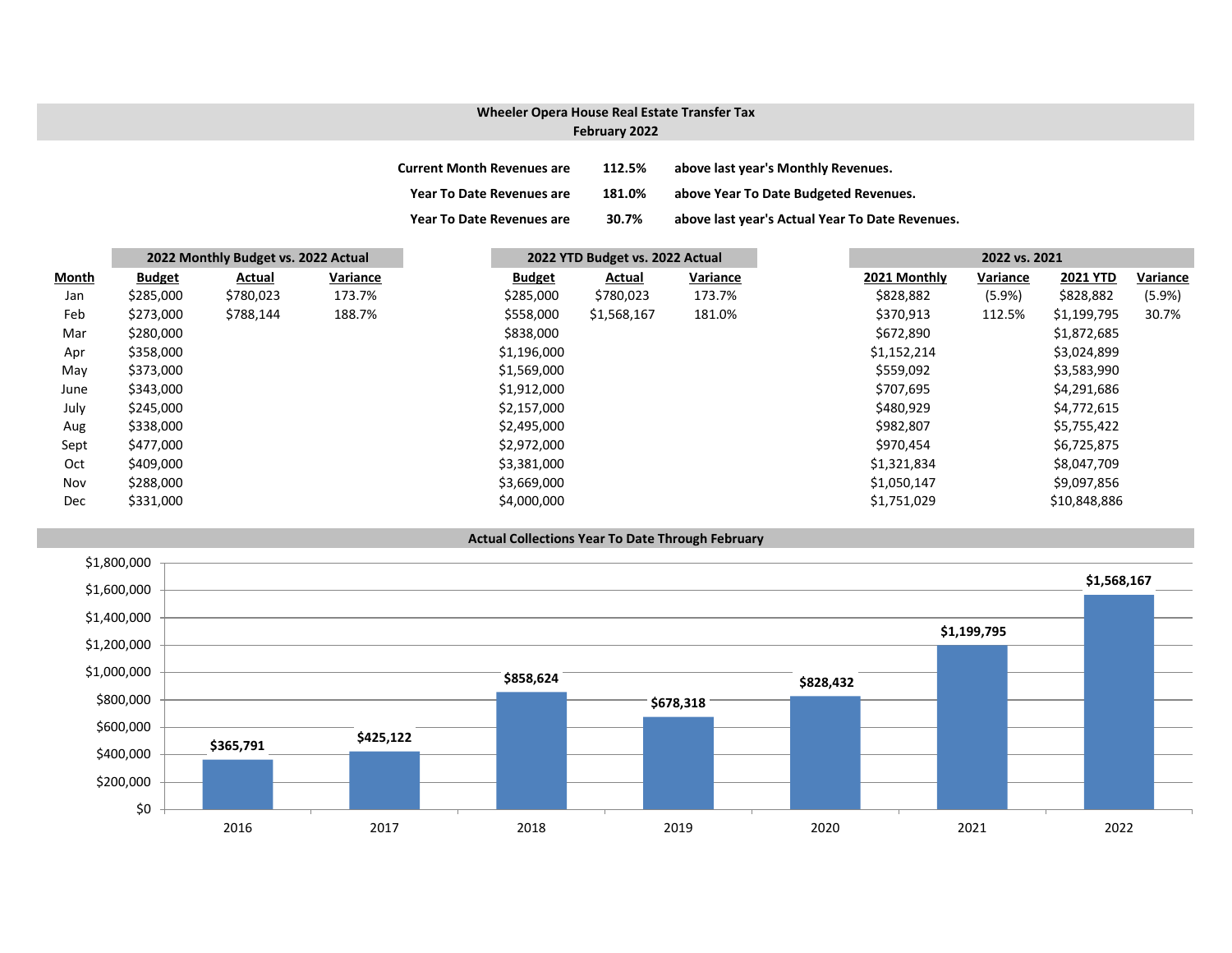**Wheeler Opera House Real Estate Transfer Tax**
**February 2022**

**Current Month Revenues are 112.5% above last year's Monthly Revenues.**

**Year To Date Revenues are 181.0% above Year To Date Budgeted Revenues.**

**Year To Date Revenues are 30.7% above last year's Actual Year To Date Revenues.**

| | 2022 Monthly Budget vs. 2022 Actual | | | 2022 YTD Budget vs. 2022 Actual | | | 2022 vs. 2021 | | | |
|---|---|---|---|---|---|---|---|---|---|---|
| **Month** | **Budget** | **Actual** | **Variance** | **Budget** | **Actual** | **Variance** | **2021 Monthly** | **Variance** | **2021 YTD** | **Variance** |
| Jan | $285,000 | $780,023 | 173.7% | $285,000 | $780,023 | 173.7% | $828,882 | (5.9%) | $828,882 | (5.9%) |
| Feb | $273,000 | $788,144 | 188.7% | $558,000 | $1,568,167 | 181.0% | $370,913 | 112.5% | $1,199,795 | 30.7% |
| Mar | $280,000 | | | $838,000 | | | $672,890 | | $1,872,685 | |
| Apr | $358,000 | | | $1,196,000 | | | $1,152,214 | | $3,024,899 | |
| May | $373,000 | | | $1,569,000 | | | $559,092 | | $3,583,990 | |
| June | $343,000 | | | $1,912,000 | | | $707,695 | | $4,291,686 | |
| July | $245,000 | | | $2,157,000 | | | $480,929 | | $4,772,615 | |
| Aug | $338,000 | | | $2,495,000 | | | $982,807 | | $5,755,422 | |
| Sept | $477,000 | | | $2,972,000 | | | $970,454 | | $6,725,875 | |
| Oct | $409,000 | | | $3,381,000 | | | $1,321,834 | | $8,047,709 | |
| Nov | $288,000 | | | $3,669,000 | | | $1,050,147 | | $9,097,856 | |
| Dec | $331,000 | | | $4,000,000 | | | $1,751,029 | | $10,848,886 | |

**Actual Collections Year To Date Through February**

$1,800,000
$1,600,000
$1,400,000
$1,200,000
$1,000,000
$800,000
$600,000
$400,000
$200,000
$0

$365,791
$425,122
$858,624
$678,318
$828,432
$1,199,795
$1,568,167

2016
2017
2018
2019
2020
2021
2022